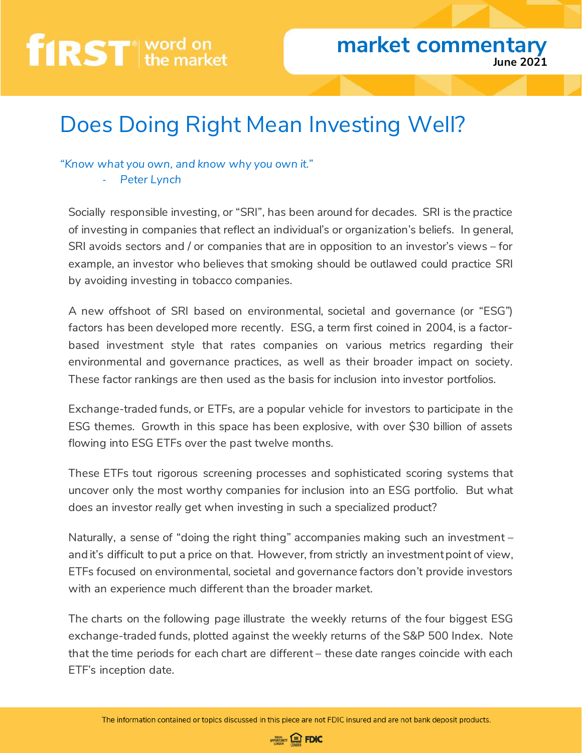# market commentary

**June 2021**

# Does Doing Right Mean Investing Well?

*"Know what you own, and know why you own it."*
*- Peter Lynch*

Socially responsible investing, or "SRI", has been around for decades. SRI is the practice of investing in companies that reflect an individual's or organization's beliefs. In general, SRI avoids sectors and / or companies that are in opposition to an investor's views – for example, an investor who believes that smoking should be outlawed could practice SRI by avoiding investing in tobacco companies.

A new offshoot of SRI based on environmental, societal and governance (or "ESG") factors has been developed more recently. ESG, a term first coined in 2004, is a factor-based investment style that rates companies on various metrics regarding their environmental and governance practices, as well as their broader impact on society. These factor rankings are then used as the basis for inclusion into investor portfolios.

Exchange-traded funds, or ETFs, are a popular vehicle for investors to participate in the ESG themes. Growth in this space has been explosive, with over $30 billion of assets flowing into ESG ETFs over the past twelve months.

These ETFs tout rigorous screening processes and sophisticated scoring systems that uncover only the most worthy companies for inclusion into an ESG portfolio. But what does an investor *really* get when investing in such a specialized product?

Naturally, a sense of "doing the right thing" accompanies making such an investment – and it's difficult to put a price on that. However, from strictly an investment point of view, ETFs focused on environmental, societal and governance factors don't provide investors with an experience much different than the broader market.

The charts on the following page illustrate the weekly returns of the four biggest ESG exchange-traded funds, plotted against the weekly returns of the S&P 500 Index. Note that the time periods for each chart are different – these date ranges coincide with each ETF's inception date.

The information contained or topics discussed in this piece are not FDIC insured and are not bank deposit products.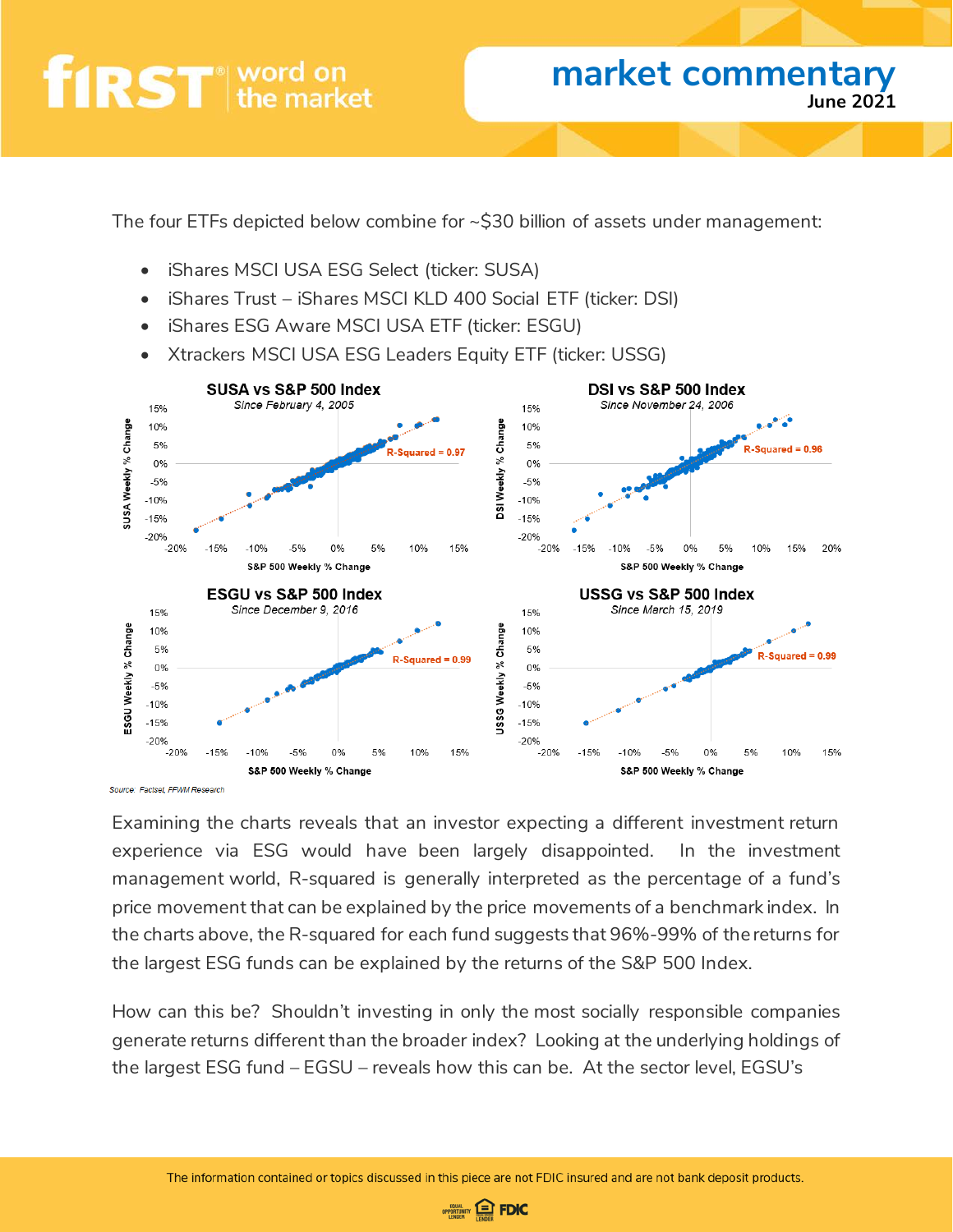The four ETFs depicted below combine for ~$30 billion of assets under management:

- iShares MSCI USA ESG Select (ticker: SUSA)
- iShares Trust – iShares MSCI KLD 400 Social ETF (ticker: DSI)
- iShares ESG Aware MSCI USA ETF (ticker: ESGU)
- Xtrackers MSCI USA ESG Leaders Equity ETF (ticker: USSG)

**SUSA vs S&P 500 Index**
*Since February 4, 2005*
R-Squared = 0.97
SUSA Weekly % Change
S&P 500 Weekly % Change
15%
10%
5%
0%
-5%
-10%
-15%
-20%
-20% -15% -10% -5% 0% 5% 10% 15%

**DSI vs S&P 500 Index**
*Since November 24, 2006*
R-Squared = 0.96
DSI Weekly % Change
S&P 500 Weekly % Change
15%
10%
5%
0%
-5%
-10%
-15%
-20%
-20% -15% -10% -5% 0% 5% 10% 15% 20%

**ESGU vs S&P 500 Index**
*Since December 9, 2016*
R-Squared = 0.99
ESGU Weekly % Change
S&P 500 Weekly % Change
15%
10%
5%
0%
-5%
-10%
-15%
-20%
-20% -15% -10% -5% 0% 5% 10% 15%

**USSG vs S&P 500 Index**
*Since March 15, 2019*
R-Squared = 0.99
USSG Weekly % Change
S&P 500 Weekly % Change
15%
10%
5%
0%
-5%
-10%
-15%
-20%
-20% -15% -10% -5% 0% 5% 10% 15%

*Source: Factset, FFWM Research*

Examining the charts reveals that an investor expecting a different investment return experience via ESG would have been largely disappointed. In the investment management world, R-squared is generally interpreted as the percentage of a fund's price movement that can be explained by the price movements of a benchmark index. In the charts above, the R-squared for each fund suggests that 96%-99% of the returns for the largest ESG funds can be explained by the returns of the S&P 500 Index.

How can this be? Shouldn't investing in only the most socially responsible companies generate returns different than the broader index? Looking at the underlying holdings of the largest ESG fund – EGSU – reveals how this can be. At the sector level, EGSU's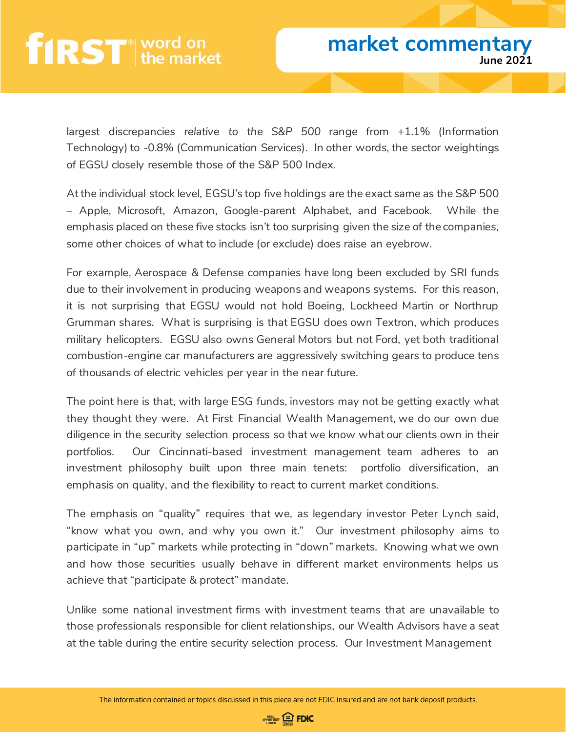largest discrepancies *relative to the S&P 500* range from +1.1% (Information Technology) to -0.8% (Communication Services). In other words, the sector weightings of EGSU closely resemble those of the S&P 500 Index.

At the individual stock level, EGSU's top five holdings are the exact same as the S&P 500 – Apple, Microsoft, Amazon, Google-parent Alphabet, and Facebook. While the emphasis placed on these five stocks isn't too surprising given the size of the companies, some other choices of what to include (or exclude) does raise an eyebrow.

For example, Aerospace & Defense companies have long been excluded by SRI funds due to their involvement in producing weapons and weapons systems. For this reason, it is not surprising that EGSU would not hold Boeing, Lockheed Martin or Northrup Grumman shares. What is surprising is that EGSU does own Textron, which produces military helicopters. EGSU also owns General Motors but not Ford, yet both traditional combustion-engine car manufacturers are aggressively switching gears to produce tens of thousands of electric vehicles per year in the near future.

The point here is that, with large ESG funds, investors may not be getting exactly what they thought they were. At First Financial Wealth Management, we do our own due diligence in the security selection process so that we know what our clients own in their portfolios. Our Cincinnati-based investment management team adheres to an investment philosophy built upon three main tenets: portfolio diversification, an emphasis on quality, and the flexibility to react to current market conditions.

The emphasis on "quality" requires that we, as legendary investor Peter Lynch said, "know what you own, and why you own it." Our investment philosophy aims to participate in "up" markets while protecting in "down" markets. Knowing what we own and how those securities usually behave in different market environments helps us achieve that "participate & protect" mandate.

Unlike some national investment firms with investment teams that are unavailable to those professionals responsible for client relationships, our Wealth Advisors have a seat at the table during the entire security selection process. Our Investment Management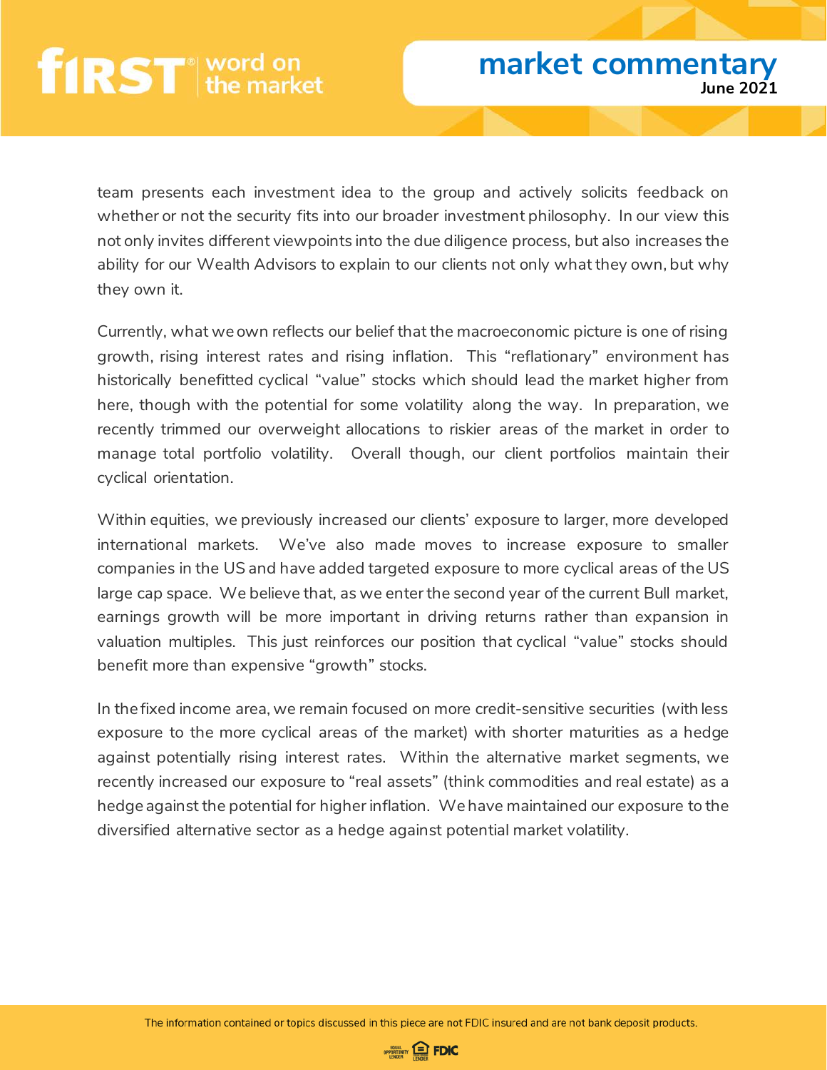team presents each investment idea to the group and actively solicits feedback on whether or not the security fits into our broader investment philosophy. In our view this not only invites different viewpoints into the due diligence process, but also increases the ability for our Wealth Advisors to explain to our clients not only what they own, but why they own it.

Currently, what we own reflects our belief that the macroeconomic picture is one of rising growth, rising interest rates and rising inflation. This "reflationary" environment has historically benefitted cyclical "value" stocks which should lead the market higher from here, though with the potential for some volatility along the way. In preparation, we recently trimmed our overweight allocations to riskier areas of the market in order to manage total portfolio volatility. Overall though, our client portfolios maintain their cyclical orientation.

Within equities, we previously increased our clients' exposure to larger, more developed international markets. We've also made moves to increase exposure to smaller companies in the US and have added targeted exposure to more cyclical areas of the US large cap space. We believe that, as we enter the second year of the current Bull market, earnings growth will be more important in driving returns rather than expansion in valuation multiples. This just reinforces our position that cyclical "value" stocks should benefit more than expensive "growth" stocks.

In the fixed income area, we remain focused on more credit-sensitive securities (with less exposure to the more cyclical areas of the market) with shorter maturities as a hedge against potentially rising interest rates. Within the alternative market segments, we recently increased our exposure to "real assets" (think commodities and real estate) as a hedge against the potential for higher inflation. We have maintained our exposure to the diversified alternative sector as a hedge against potential market volatility.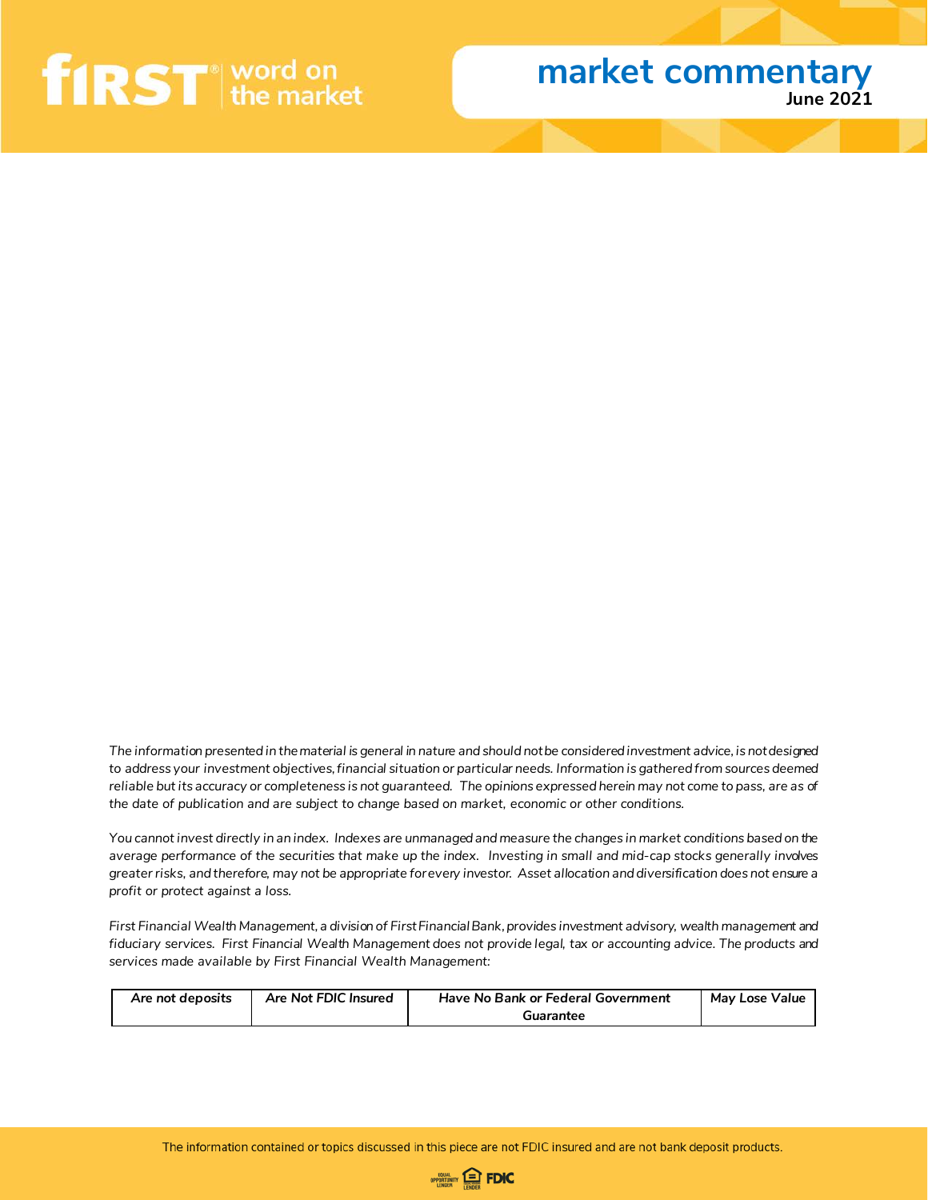*The information presented in the material is general in nature and should not be considered investment advice, is not designed to address your investment objectives, financial situation or particular needs. Information is gathered from sources deemed reliable but its accuracy or completeness is not guaranteed. The opinions expressed herein may not come to pass, are as of the date of publication and are subject to change based on market, economic or other conditions.*

*You cannot invest directly in an index. Indexes are unmanaged and measure the changes in market conditions based on the average performance of the securities that make up the index. Investing in small and mid-cap stocks generally involves greater risks, and therefore, may not be appropriate for every investor. Asset allocation and diversification does not ensure a profit or protect against a loss.*

*First Financial Wealth Management, a division of First Financial Bank, provides investment advisory, wealth management and fiduciary services. First Financial Wealth Management does not provide legal, tax or accounting advice. The products and services made available by First Financial Wealth Management:*

| | | | |
|---|---|---|---|
| *Are not deposits* | *Are Not FDIC Insured* | *Have No Bank or Federal Government Guarantee* | *May Lose Value* |

The information contained or topics discussed in this piece are not FDIC insured and are not bank deposit products.